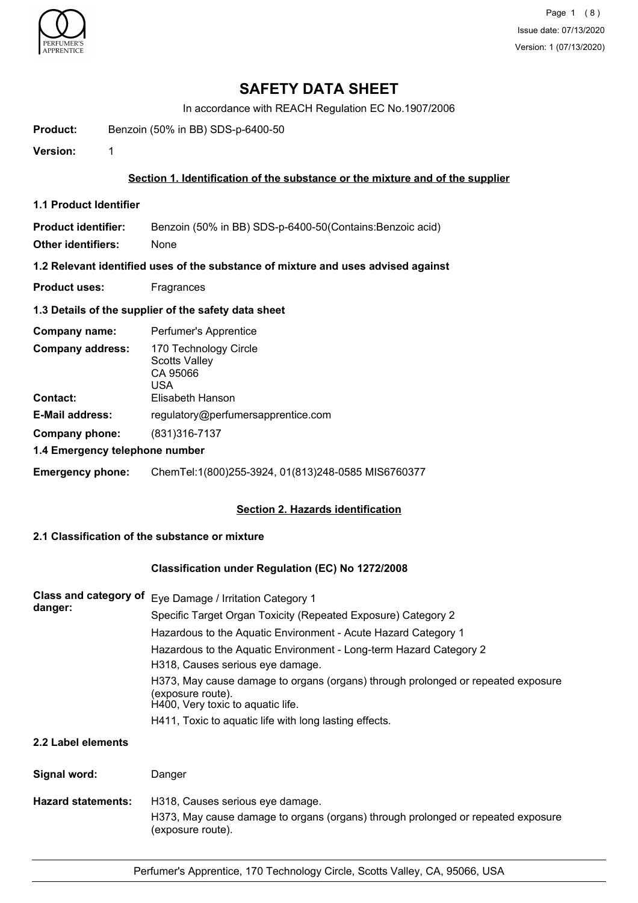# SAFETY DATA SHEET

In accordance with REACH Regulation EC No.1907/2006

**Product:** Benzoin (50% in BB) SDS-p-6400-50

**Version:** 1

## Section 1. Identification of the substance or the mixture and of the supplier

### 1.1 Product Identifier

**Product identifier:** Benzoin (50% in BB) SDS-p-6400-50(Contains:Benzoic acid)

**Other identifiers:** None

### 1.2 Relevant identified uses of the substance of mixture and uses advised against

**Product uses:** Fragrances

### 1.3 Details of the supplier of the safety data sheet

**Company name:** Perfumer's Apprentice

**Company address:** 170 Technology Circle
Scotts Valley
CA 95066
USA

**Contact:** Elisabeth Hanson

**E-Mail address:** regulatory@perfumersapprentice.com

**Company phone:** (831)316-7137

### 1.4 Emergency telephone number

**Emergency phone:** ChemTel:1(800)255-3924, 01(813)248-0585 MIS6760377

## Section 2. Hazards identification

### 2.1 Classification of the substance or mixture

**Classification under Regulation (EC) No 1272/2008**

**Class and category of danger:**

Eye Damage / Irritation Category 1

Specific Target Organ Toxicity (Repeated Exposure) Category 2

Hazardous to the Aquatic Environment - Acute Hazard Category 1

Hazardous to the Aquatic Environment - Long-term Hazard Category 2

H318, Causes serious eye damage.

H373, May cause damage to organs (organs) through prolonged or repeated exposure (exposure route).

H400, Very toxic to aquatic life.

H411, Toxic to aquatic life with long lasting effects.

### 2.2 Label elements

**Signal word:** Danger

**Hazard statements:**

H318, Causes serious eye damage.

H373, May cause damage to organs (organs) through prolonged or repeated exposure (exposure route).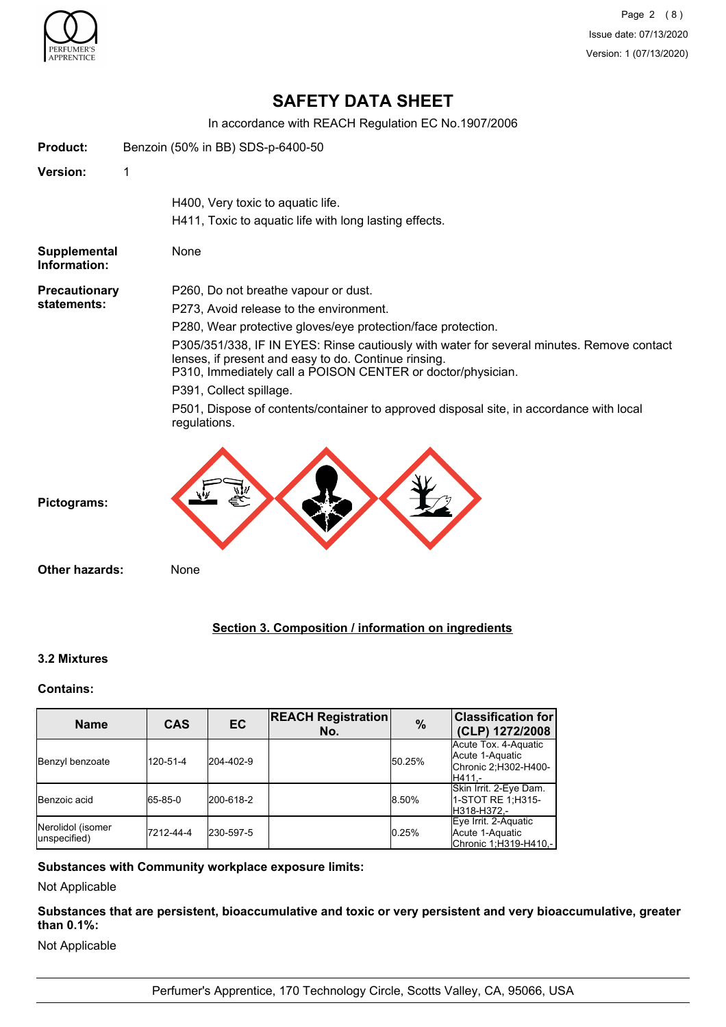# SAFETY DATA SHEET

In accordance with REACH Regulation EC No.1907/2006

**Product:** Benzoin (50% in BB) SDS-p-6400-50

**Version:** 1

H400, Very toxic to aquatic life.
H411, Toxic to aquatic life with long lasting effects.

**Supplemental Information:** None

**Precautionary statements:**

P260, Do not breathe vapour or dust.

P273, Avoid release to the environment.

P280, Wear protective gloves/eye protection/face protection.

P305/351/338, IF IN EYES: Rinse cautiously with water for several minutes. Remove contact lenses, if present and easy to do. Continue rinsing.
P310, Immediately call a POISON CENTER or doctor/physician.

P391, Collect spillage.

P501, Dispose of contents/container to approved disposal site, in accordance with local regulations.

**Pictograms:**

**Other hazards:** None

## Section 3. Composition / information on ingredients

### 3.2 Mixtures

**Contains:**

| Name | CAS | EC | REACH Registration No. | % | Classification for (CLP) 1272/2008 |
|---|---|---|---|---|---|
| Benzyl benzoate | 120-51-4 | 204-402-9 | | 50.25% | Acute Tox. 4-Aquatic Acute 1-Aquatic Chronic 2;H302-H400-H411,- |
| Benzoic acid | 65-85-0 | 200-618-2 | | 8.50% | Skin Irrit. 2-Eye Dam. 1-STOT RE 1;H315-H318-H372,- |
| Nerolidol (isomer unspecified) | 7212-44-4 | 230-597-5 | | 0.25% | Eye Irrit. 2-Aquatic Acute 1-Aquatic Chronic 1;H319-H410,- |

**Substances with Community workplace exposure limits:**

Not Applicable

**Substances that are persistent, bioaccumulative and toxic or very persistent and very bioaccumulative, greater than 0.1%:**

Not Applicable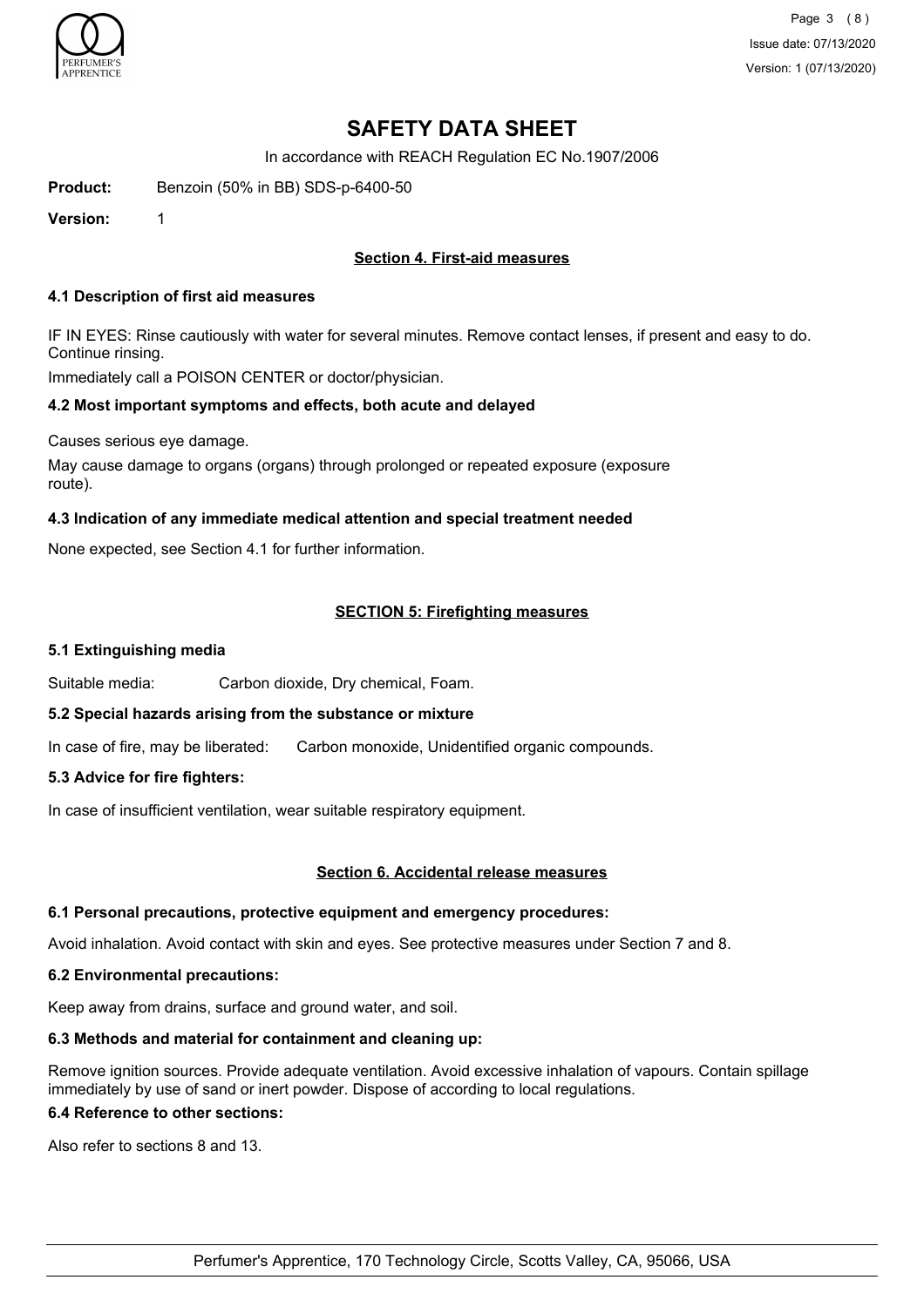# SAFETY DATA SHEET

In accordance with REACH Regulation EC No.1907/2006

**Product:** Benzoin (50% in BB) SDS-p-6400-50

**Version:** 1

## Section 4. First-aid measures

### 4.1 Description of first aid measures

IF IN EYES: Rinse cautiously with water for several minutes. Remove contact lenses, if present and easy to do. Continue rinsing.

Immediately call a POISON CENTER or doctor/physician.

### 4.2 Most important symptoms and effects, both acute and delayed

Causes serious eye damage.

May cause damage to organs (organs) through prolonged or repeated exposure (exposure route).

### 4.3 Indication of any immediate medical attention and special treatment needed

None expected, see Section 4.1 for further information.

## SECTION 5: Firefighting measures

### 5.1 Extinguishing media

Suitable media: Carbon dioxide, Dry chemical, Foam.

### 5.2 Special hazards arising from the substance or mixture

In case of fire, may be liberated: Carbon monoxide, Unidentified organic compounds.

### 5.3 Advice for fire fighters:

In case of insufficient ventilation, wear suitable respiratory equipment.

## Section 6. Accidental release measures

### 6.1 Personal precautions, protective equipment and emergency procedures:

Avoid inhalation. Avoid contact with skin and eyes. See protective measures under Section 7 and 8.

### 6.2 Environmental precautions:

Keep away from drains, surface and ground water, and soil.

### 6.3 Methods and material for containment and cleaning up:

Remove ignition sources. Provide adequate ventilation. Avoid excessive inhalation of vapours. Contain spillage immediately by use of sand or inert powder. Dispose of according to local regulations.

### 6.4 Reference to other sections:

Also refer to sections 8 and 13.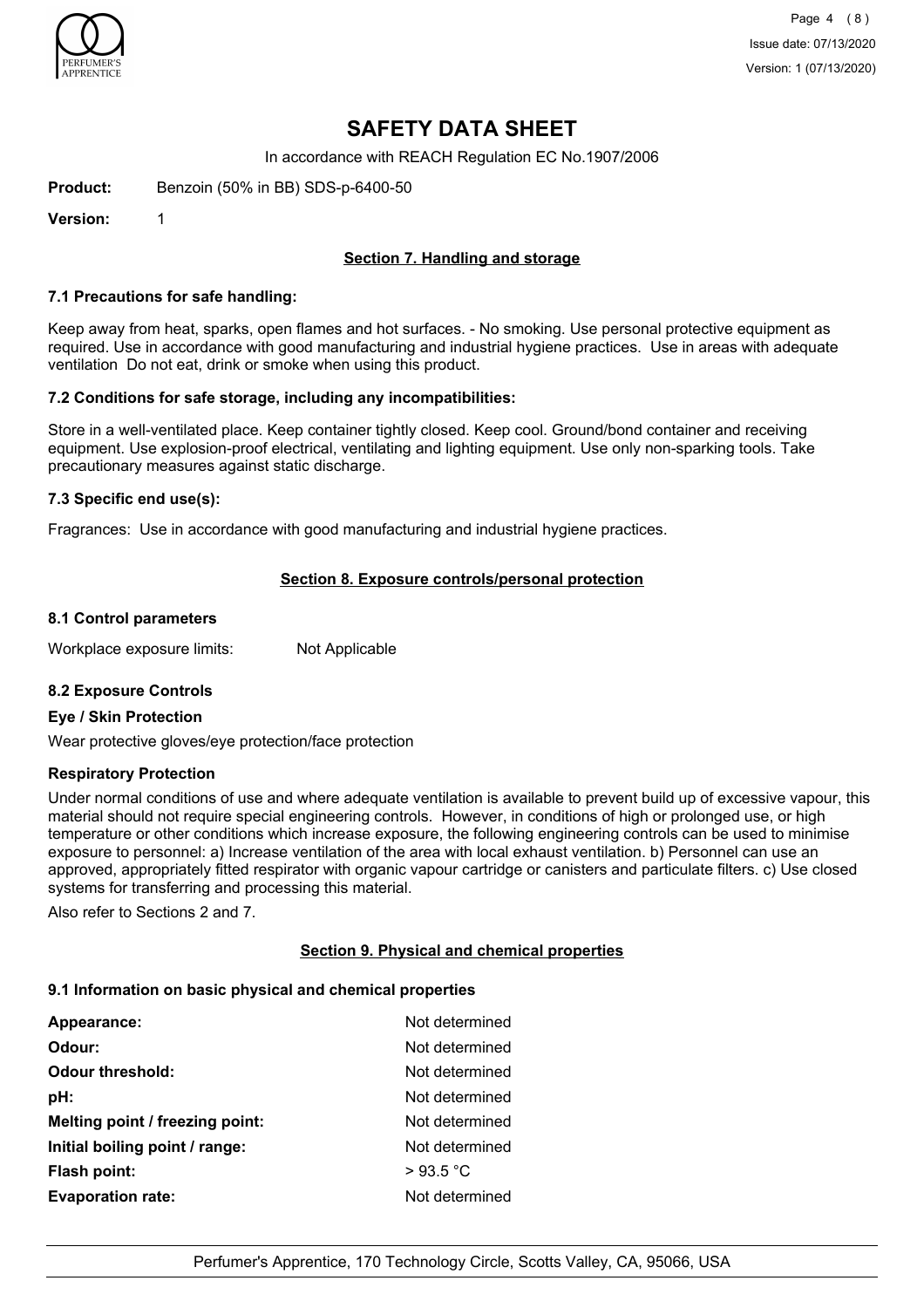# SAFETY DATA SHEET

In accordance with REACH Regulation EC No.1907/2006

**Product:** Benzoin (50% in BB) SDS-p-6400-50

**Version:** 1

## Section 7. Handling and storage

### 7.1 Precautions for safe handling:

Keep away from heat, sparks, open flames and hot surfaces. - No smoking. Use personal protective equipment as required. Use in accordance with good manufacturing and industrial hygiene practices. Use in areas with adequate ventilation Do not eat, drink or smoke when using this product.

### 7.2 Conditions for safe storage, including any incompatibilities:

Store in a well-ventilated place. Keep container tightly closed. Keep cool. Ground/bond container and receiving equipment. Use explosion-proof electrical, ventilating and lighting equipment. Use only non-sparking tools. Take precautionary measures against static discharge.

### 7.3 Specific end use(s):

Fragrances: Use in accordance with good manufacturing and industrial hygiene practices.

## Section 8. Exposure controls/personal protection

### 8.1 Control parameters

Workplace exposure limits: Not Applicable

### 8.2 Exposure Controls

**Eye / Skin Protection**

Wear protective gloves/eye protection/face protection

**Respiratory Protection**

Under normal conditions of use and where adequate ventilation is available to prevent build up of excessive vapour, this material should not require special engineering controls. However, in conditions of high or prolonged use, or high temperature or other conditions which increase exposure, the following engineering controls can be used to minimise exposure to personnel: a) Increase ventilation of the area with local exhaust ventilation. b) Personnel can use an approved, appropriately fitted respirator with organic vapour cartridge or canisters and particulate filters. c) Use closed systems for transferring and processing this material.

Also refer to Sections 2 and 7.

## Section 9. Physical and chemical properties

### 9.1 Information on basic physical and chemical properties

| | |
|---|---|
| **Appearance:** | Not determined |
| **Odour:** | Not determined |
| **Odour threshold:** | Not determined |
| **pH:** | Not determined |
| **Melting point / freezing point:** | Not determined |
| **Initial boiling point / range:** | Not determined |
| **Flash point:** | > 93.5 °C |
| **Evaporation rate:** | Not determined |

Perfumer's Apprentice, 170 Technology Circle, Scotts Valley, CA, 95066, USA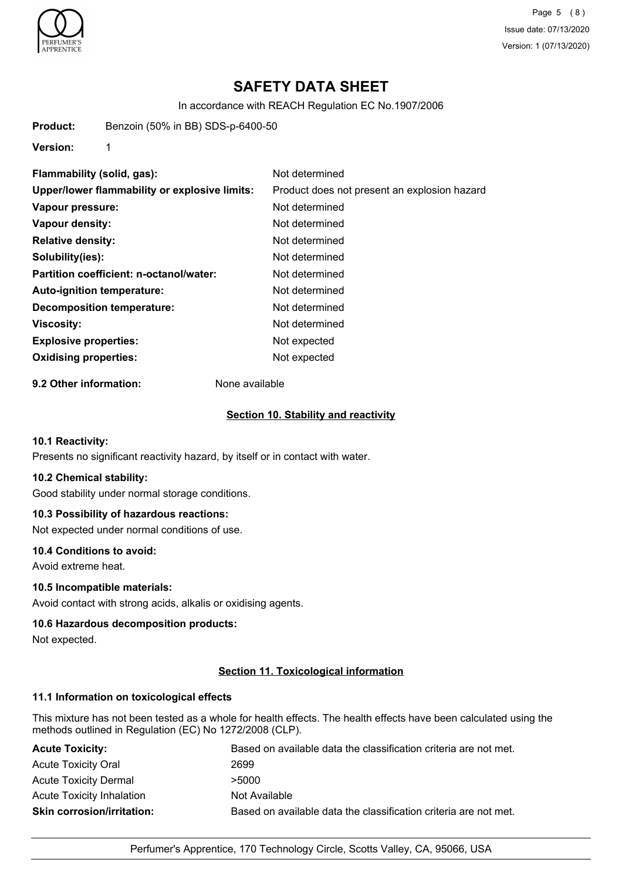# SAFETY DATA SHEET

In accordance with REACH Regulation EC No.1907/2006

**Product:** Benzoin (50% in BB) SDS-p-6400-50

**Version:** 1

| | |
|---|---|
| **Flammability (solid, gas):** | Not determined |
| **Upper/lower flammability or explosive limits:** | Product does not present an explosion hazard |
| **Vapour pressure:** | Not determined |
| **Vapour density:** | Not determined |
| **Relative density:** | Not determined |
| **Solubility(ies):** | Not determined |
| **Partition coefficient: n-octanol/water:** | Not determined |
| **Auto-ignition temperature:** | Not determined |
| **Decomposition temperature:** | Not determined |
| **Viscosity:** | Not determined |
| **Explosive properties:** | Not expected |
| **Oxidising properties:** | Not expected |

**9.2 Other information:** None available

## Section 10. Stability and reactivity

### 10.1 Reactivity:

Presents no significant reactivity hazard, by itself or in contact with water.

### 10.2 Chemical stability:

Good stability under normal storage conditions.

### 10.3 Possibility of hazardous reactions:

Not expected under normal conditions of use.

### 10.4 Conditions to avoid:

Avoid extreme heat.

### 10.5 Incompatible materials:

Avoid contact with strong acids, alkalis or oxidising agents.

### 10.6 Hazardous decomposition products:

Not expected.

## Section 11. Toxicological information

### 11.1 Information on toxicological effects

This mixture has not been tested as a whole for health effects. The health effects have been calculated using the methods outlined in Regulation (EC) No 1272/2008 (CLP).

| | |
|---|---|
| **Acute Toxicity:** | Based on available data the classification criteria are not met. |
| Acute Toxicity Oral | 2699 |
| Acute Toxicity Dermal | >5000 |
| Acute Toxicity Inhalation | Not Available |
| **Skin corrosion/irritation:** | Based on available data the classification criteria are not met. |

Perfumer's Apprentice, 170 Technology Circle, Scotts Valley, CA, 95066, USA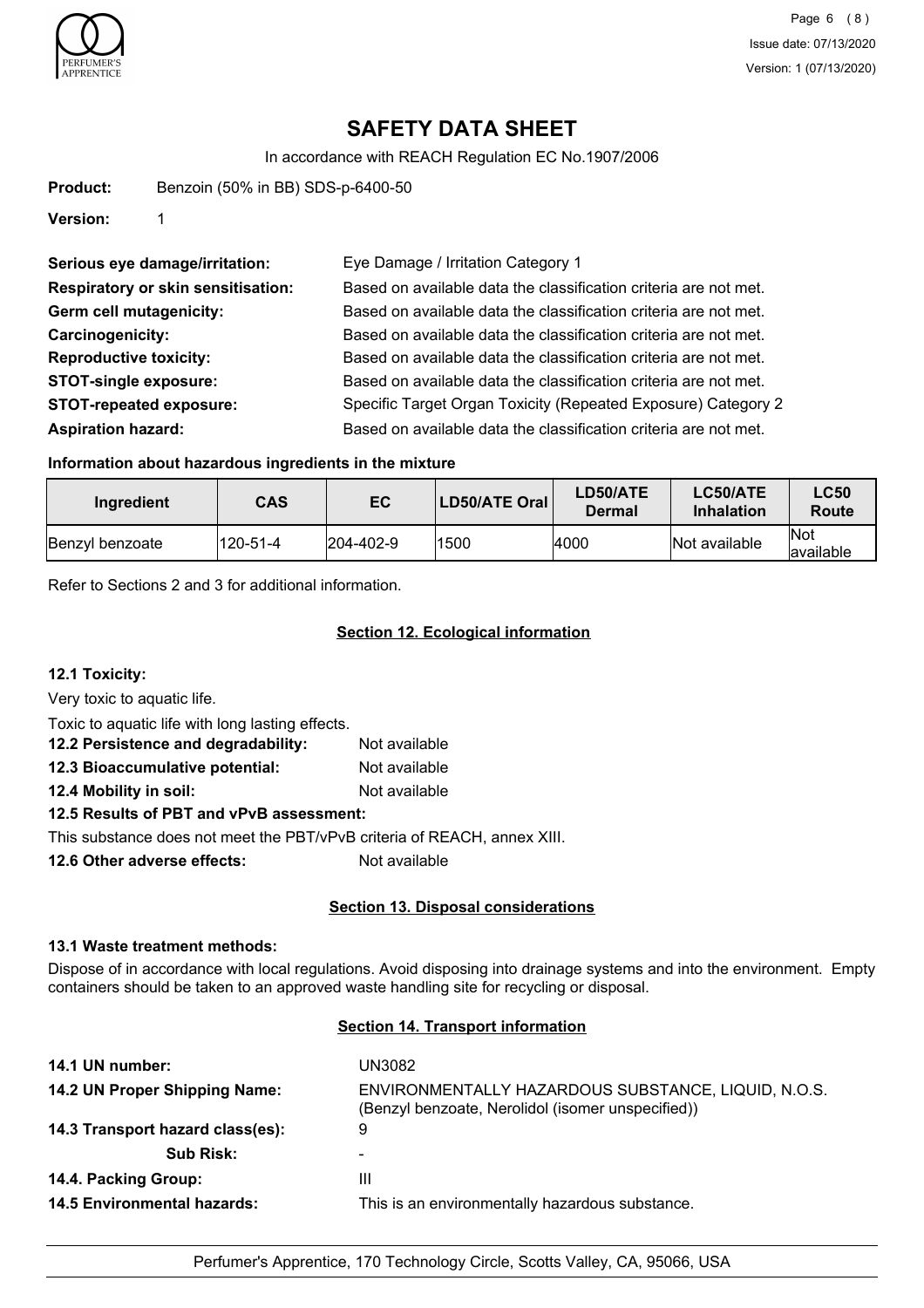# SAFETY DATA SHEET

In accordance with REACH Regulation EC No.1907/2006

**Product:** Benzoin (50% in BB) SDS-p-6400-50

**Version:** 1

**Serious eye damage/irritation:** Eye Damage / Irritation Category 1

**Respiratory or skin sensitisation:** Based on available data the classification criteria are not met.

**Germ cell mutagenicity:** Based on available data the classification criteria are not met.

**Carcinogenicity:** Based on available data the classification criteria are not met.

**Reproductive toxicity:** Based on available data the classification criteria are not met.

**STOT-single exposure:** Based on available data the classification criteria are not met.

**STOT-repeated exposure:** Specific Target Organ Toxicity (Repeated Exposure) Category 2

**Aspiration hazard:** Based on available data the classification criteria are not met.

### Information about hazardous ingredients in the mixture

| Ingredient | CAS | EC | LD50/ATE Oral | LD50/ATE Dermal | LC50/ATE Inhalation | LC50 Route |
|---|---|---|---|---|---|---|
| Benzyl benzoate | 120-51-4 | 204-402-9 | 1500 | 4000 | Not available | Not available |

Refer to Sections 2 and 3 for additional information.

## Section 12. Ecological information

### 12.1 Toxicity:

Very toxic to aquatic life.

Toxic to aquatic life with long lasting effects.

**12.2 Persistence and degradability:** Not available

**12.3 Bioaccumulative potential:** Not available

**12.4 Mobility in soil:** Not available

**12.5 Results of PBT and vPvB assessment:**

This substance does not meet the PBT/vPvB criteria of REACH, annex XIII.

**12.6 Other adverse effects:** Not available

## Section 13. Disposal considerations

### 13.1 Waste treatment methods:

Dispose of in accordance with local regulations. Avoid disposing into drainage systems and into the environment. Empty containers should be taken to an approved waste handling site for recycling or disposal.

## Section 14. Transport information

**14.1 UN number:** UN3082

**14.2 UN Proper Shipping Name:** ENVIRONMENTALLY HAZARDOUS SUBSTANCE, LIQUID, N.O.S. (Benzyl benzoate, Nerolidol (isomer unspecified))

**14.3 Transport hazard class(es):** 9

**Sub Risk:** -

**14.4. Packing Group:** III

**14.5 Environmental hazards:** This is an environmentally hazardous substance.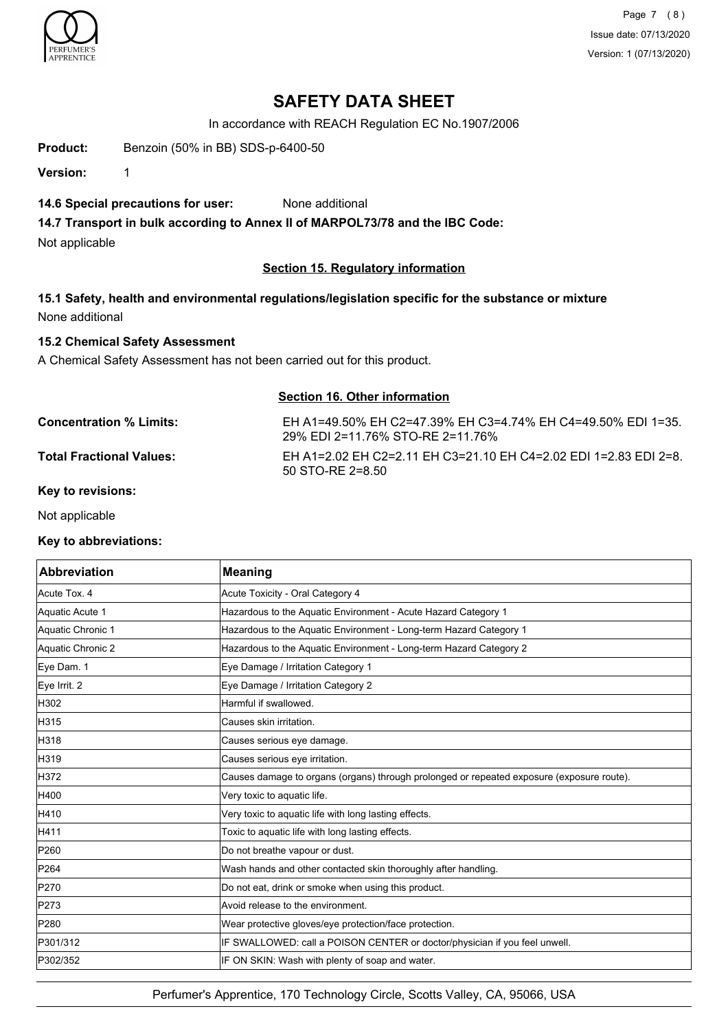# SAFETY DATA SHEET

In accordance with REACH Regulation EC No.1907/2006

**Product:** Benzoin (50% in BB) SDS-p-6400-50

**Version:** 1

**14.6 Special precautions for user:** None additional

**14.7 Transport in bulk according to Annex II of MARPOL73/78 and the IBC Code:**

Not applicable

## Section 15. Regulatory information

**15.1 Safety, health and environmental regulations/legislation specific for the substance or mixture**

None additional

**15.2 Chemical Safety Assessment**

A Chemical Safety Assessment has not been carried out for this product.

## Section 16. Other information

**Concentration % Limits:** EH A1=49.50% EH C2=47.39% EH C3=4.74% EH C4=49.50% EDI 1=35.29% EDI 2=11.76% STO-RE 2=11.76%

**Total Fractional Values:** EH A1=2.02 EH C2=2.11 EH C3=21.10 EH C4=2.02 EDI 1=2.83 EDI 2=8.50 STO-RE 2=8.50

**Key to revisions:**

Not applicable

**Key to abbreviations:**

| Abbreviation | Meaning |
|---|---|
| Acute Tox. 4 | Acute Toxicity - Oral Category 4 |
| Aquatic Acute 1 | Hazardous to the Aquatic Environment - Acute Hazard Category 1 |
| Aquatic Chronic 1 | Hazardous to the Aquatic Environment - Long-term Hazard Category 1 |
| Aquatic Chronic 2 | Hazardous to the Aquatic Environment - Long-term Hazard Category 2 |
| Eye Dam. 1 | Eye Damage / Irritation Category 1 |
| Eye Irrit. 2 | Eye Damage / Irritation Category 2 |
| H302 | Harmful if swallowed. |
| H315 | Causes skin irritation. |
| H318 | Causes serious eye damage. |
| H319 | Causes serious eye irritation. |
| H372 | Causes damage to organs (organs) through prolonged or repeated exposure (exposure route). |
| H400 | Very toxic to aquatic life. |
| H410 | Very toxic to aquatic life with long lasting effects. |
| H411 | Toxic to aquatic life with long lasting effects. |
| P260 | Do not breathe vapour or dust. |
| P264 | Wash hands and other contacted skin thoroughly after handling. |
| P270 | Do not eat, drink or smoke when using this product. |
| P273 | Avoid release to the environment. |
| P280 | Wear protective gloves/eye protection/face protection. |
| P301/312 | IF SWALLOWED: call a POISON CENTER or doctor/physician if you feel unwell. |
| P302/352 | IF ON SKIN: Wash with plenty of soap and water. |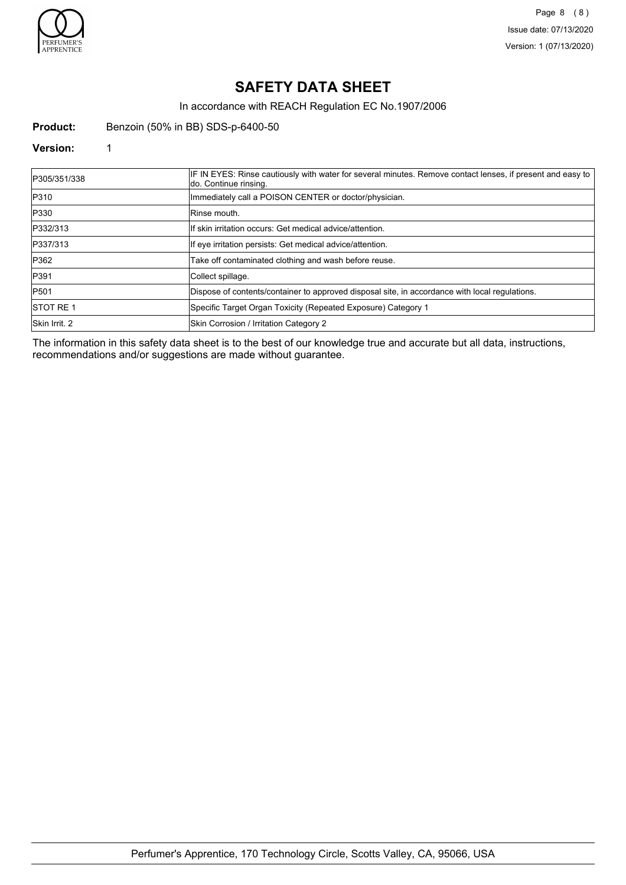# SAFETY DATA SHEET

In accordance with REACH Regulation EC No.1907/2006

**Product:** Benzoin (50% in BB) SDS-p-6400-50

**Version:** 1

| | |
|---|---|
| P305/351/338 | IF IN EYES: Rinse cautiously with water for several minutes. Remove contact lenses, if present and easy to do. Continue rinsing. |
| P310 | Immediately call a POISON CENTER or doctor/physician. |
| P330 | Rinse mouth. |
| P332/313 | If skin irritation occurs: Get medical advice/attention. |
| P337/313 | If eye irritation persists: Get medical advice/attention. |
| P362 | Take off contaminated clothing and wash before reuse. |
| P391 | Collect spillage. |
| P501 | Dispose of contents/container to approved disposal site, in accordance with local regulations. |
| STOT RE 1 | Specific Target Organ Toxicity (Repeated Exposure) Category 1 |
| Skin Irrit. 2 | Skin Corrosion / Irritation Category 2 |

The information in this safety data sheet is to the best of our knowledge true and accurate but all data, instructions, recommendations and/or suggestions are made without guarantee.